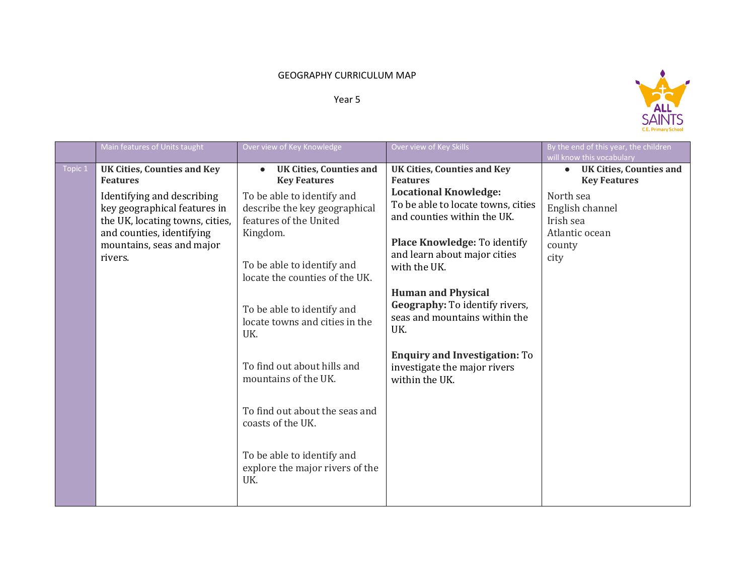GEOGRAPHY CURRICULUM MAP

Year 5

| | Main features of Units taught | Over view of Key Knowledge | Over view of Key Skills | By the end of this year, the children will know this vocabulary |
|---|---|---|---|---|
| Topic 1 | **UK Cities, Counties and Key Features**<br><br>Identifying and describing key geographical features in the UK, locating towns, cities, and counties, identifying mountains, seas and major rivers. | • **UK Cities, Counties and Key Features**<br><br>To be able to identify and describe the key geographical features of the United Kingdom.<br><br>To be able to identify and locate the counties of the UK.<br><br>To be able to identify and locate towns and cities in the UK.<br><br>To find out about hills and mountains of the UK.<br><br>To find out about the seas and coasts of the UK.<br><br>To be able to identify and explore the major rivers of the UK. | **UK Cities, Counties and Key Features**<br>**Locational Knowledge:** To be able to locate towns, cities and counties within the UK.<br><br>**Place Knowledge:** To identify and learn about major cities with the UK.<br><br>**Human and Physical Geography:** To identify rivers, seas and mountains within the UK.<br><br>**Enquiry and Investigation:** To investigate the major rivers within the UK. | • **UK Cities, Counties and Key Features**<br><br>North sea<br>English channel<br>Irish sea<br>Atlantic ocean<br>county<br>city |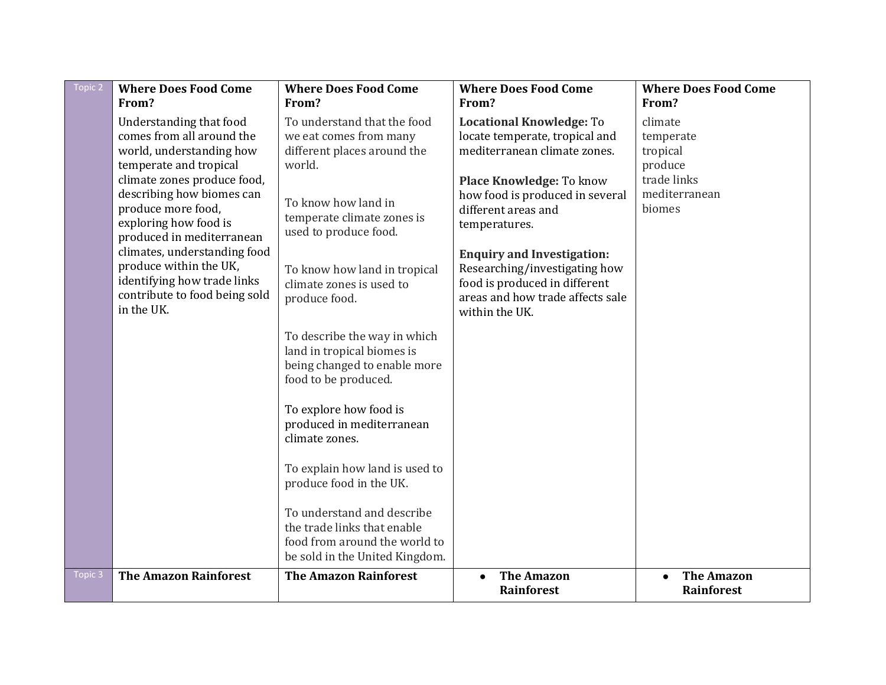| Topic 2 | **Where Does Food Come From?**<br><br>Understanding that food comes from all around the world, understanding how temperate and tropical climate zones produce food, describing how biomes can produce more food, exploring how food is produced in mediterranean climates, understanding food produce within the UK, identifying how trade links contribute to food being sold in the UK. | **Where Does Food Come From?**<br><br>To understand that the food we eat comes from many different places around the world.<br><br>To know how land in temperate climate zones is used to produce food.<br><br>To know how land in tropical climate zones is used to produce food.<br><br>To describe the way in which land in tropical biomes is being changed to enable more food to be produced.<br><br>To explore how food is produced in mediterranean climate zones.<br><br>To explain how land is used to produce food in the UK.<br><br>To understand and describe the trade links that enable food from around the world to be sold in the United Kingdom. | **Where Does Food Come From?**<br><br>**Locational Knowledge:** To locate temperate, tropical and mediterranean climate zones.<br><br>**Place Knowledge:** To know how food is produced in several different areas and temperatures.<br><br>**Enquiry and Investigation:** Researching/investigating how food is produced in different areas and how trade affects sale within the UK. | **Where Does Food Come From?**<br><br>climate<br>temperate<br>tropical<br>produce<br>trade links<br>mediterranean<br>biomes |
|---|---|---|---|---|
| Topic 3 | **The Amazon Rainforest** | **The Amazon Rainforest** | • **The Amazon Rainforest** | • **The Amazon Rainforest** |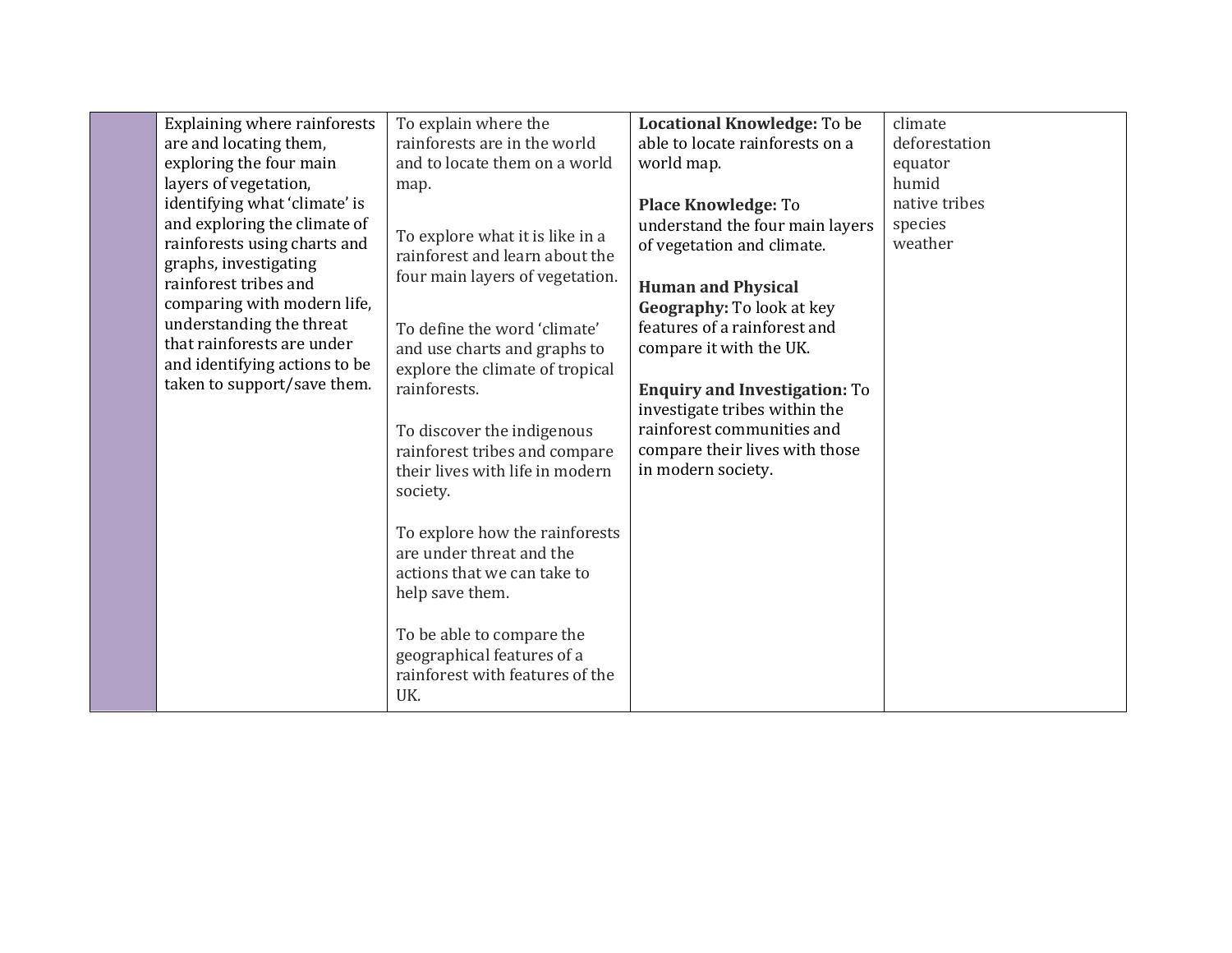| | | | | |
|---|---|---|---|---|
| | Explaining where rainforests are and locating them, exploring the four main layers of vegetation, identifying what 'climate' is and exploring the climate of rainforests using charts and graphs, investigating rainforest tribes and comparing with modern life, understanding the threat that rainforests are under and identifying actions to be taken to support/save them. | To explain where the rainforests are in the world and to locate them on a world map.<br><br>To explore what it is like in a rainforest and learn about the four main layers of vegetation.<br><br>To define the word 'climate' and use charts and graphs to explore the climate of tropical rainforests.<br><br>To discover the indigenous rainforest tribes and compare their lives with life in modern society.<br><br>To explore how the rainforests are under threat and the actions that we can take to help save them.<br><br>To be able to compare the geographical features of a rainforest with features of the UK. | **Locational Knowledge:** To be able to locate rainforests on a world map.<br><br>**Place Knowledge:** To understand the four main layers of vegetation and climate.<br><br>**Human and Physical Geography:** To look at key features of a rainforest and compare it with the UK.<br><br>**Enquiry and Investigation:** To investigate tribes within the rainforest communities and compare their lives with those in modern society. | climate<br>deforestation<br>equator<br>humid<br>native tribes<br>species<br>weather |